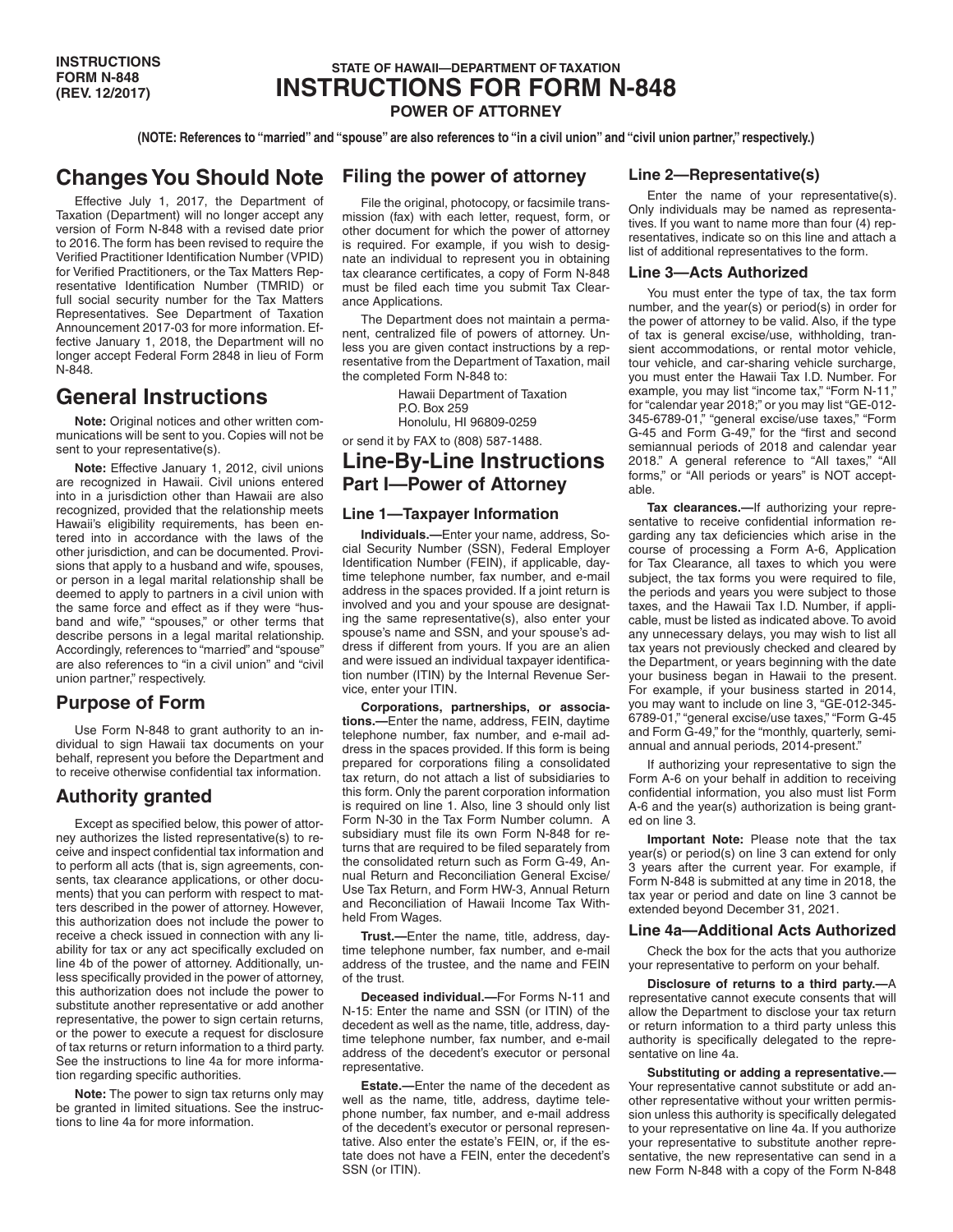INSTRUCTIONS
FORM N-848
(REV. 12/2017)

STATE OF HAWAII—DEPARTMENT OF TAXATION

# INSTRUCTIONS FOR FORM N-848

**POWER OF ATTORNEY**

**(NOTE: References to "married" and "spouse" are also references to "in a civil union" and "civil union partner," respectively.)**

## Changes You Should Note

Effective July 1, 2017, the Department of Taxation (Department) will no longer accept any version of Form N-848 with a revised date prior to 2016. The form has been revised to require the Verified Practitioner Identification Number (VPID) for Verified Practitioners, or the Tax Matters Representative Identification Number (TMRID) or full social security number for the Tax Matters Representatives. See Department of Taxation Announcement 2017-03 for more information. Effective January 1, 2018, the Department will no longer accept Federal Form 2848 in lieu of Form N-848.

## General Instructions

**Note:** Original notices and other written communications will be sent to you. Copies will not be sent to your representative(s).

**Note:** Effective January 1, 2012, civil unions are recognized in Hawaii. Civil unions entered into in a jurisdiction other than Hawaii are also recognized, provided that the relationship meets Hawaii's eligibility requirements, has been entered into in accordance with the laws of the other jurisdiction, and can be documented. Provisions that apply to a husband and wife, spouses, or person in a legal marital relationship shall be deemed to apply to partners in a civil union with the same force and effect as if they were "husband and wife," "spouses," or other terms that describe persons in a legal marital relationship. Accordingly, references to "married" and "spouse" are also references to "in a civil union" and "civil union partner," respectively.

### Purpose of Form

Use Form N-848 to grant authority to an individual to sign Hawaii tax documents on your behalf, represent you before the Department and to receive otherwise confidential tax information.

### Authority granted

Except as specified below, this power of attorney authorizes the listed representative(s) to receive and inspect confidential tax information and to perform all acts (that is, sign agreements, consents, tax clearance applications, or other documents) that you can perform with respect to matters described in the power of attorney. However, this authorization does not include the power to receive a check issued in connection with any liability for tax or any act specifically excluded on line 4b of the power of attorney. Additionally, unless specifically provided in the power of attorney, this authorization does not include the power to substitute another representative or add another representative, the power to sign certain returns, or the power to execute a request for disclosure of tax returns or return information to a third party. See the instructions to line 4a for more information regarding specific authorities.

**Note:** The power to sign tax returns only may be granted in limited situations. See the instructions to line 4a for more information.

### Filing the power of attorney

File the original, photocopy, or facsimile transmission (fax) with each letter, request, form, or other document for which the power of attorney is required. For example, if you wish to designate an individual to represent you in obtaining tax clearance certificates, a copy of Form N-848 must be filed each time you submit Tax Clearance Applications.

The Department does not maintain a permanent, centralized file of powers of attorney. Unless you are given contact instructions by a representative from the Department of Taxation, mail the completed Form N-848 to:

Hawaii Department of Taxation
P.O. Box 259
Honolulu, HI 96809-0259

or send it by FAX to (808) 587-1488.

## Line-By-Line Instructions

## Part I—Power of Attorney

### Line 1—Taxpayer Information

**Individuals.—**Enter your name, address, Social Security Number (SSN), Federal Employer Identification Number (FEIN), if applicable, daytime telephone number, fax number, and e-mail address in the spaces provided. If a joint return is involved and you and your spouse are designating the same representative(s), also enter your spouse's name and SSN, and your spouse's address if different from yours. If you are an alien and were issued an individual taxpayer identification number (ITIN) by the Internal Revenue Service, enter your ITIN.

**Corporations, partnerships, or associations.—**Enter the name, address, FEIN, daytime telephone number, fax number, and e-mail address in the spaces provided. If this form is being prepared for corporations filing a consolidated tax return, do not attach a list of subsidiaries to this form. Only the parent corporation information is required on line 1. Also, line 3 should only list Form N-30 in the Tax Form Number column. A subsidiary must file its own Form N-848 for returns that are required to be filed separately from the consolidated return such as Form G-49, Annual Return and Reconciliation General Excise/Use Tax Return, and Form HW-3, Annual Return and Reconciliation of Hawaii Income Tax Withheld From Wages.

**Trust.—**Enter the name, title, address, daytime telephone number, fax number, and e-mail address of the trustee, and the name and FEIN of the trust.

**Deceased individual.—**For Forms N-11 and N-15: Enter the name and SSN (or ITIN) of the decedent as well as the name, title, address, daytime telephone number, fax number, and e-mail address of the decedent's executor or personal representative.

**Estate.—**Enter the name of the decedent as well as the name, title, address, daytime telephone number, fax number, and e-mail address of the decedent's executor or personal representative. Also enter the estate's FEIN, or, if the estate does not have a FEIN, enter the decedent's SSN (or ITIN).

### Line 2—Representative(s)

Enter the name of your representative(s). Only individuals may be named as representatives. If you want to name more than four (4) representatives, indicate so on this line and attach a list of additional representatives to the form.

### Line 3—Acts Authorized

You must enter the type of tax, the tax form number, and the year(s) or period(s) in order for the power of attorney to be valid. Also, if the type of tax is general excise/use, withholding, transient accommodations, or rental motor vehicle, tour vehicle, and car-sharing vehicle surcharge, you must enter the Hawaii Tax I.D. Number. For example, you may list "income tax," "Form N-11," for "calendar year 2018;" or you may list "GE-012-345-6789-01," "general excise/use taxes," "Form G-45 and Form G-49," for the "first and second semiannual periods of 2018 and calendar year 2018." A general reference to "All taxes," "All forms," or "All periods or years" is NOT acceptable.

**Tax clearances.—**If authorizing your representative to receive confidential information regarding any tax deficiencies which arise in the course of processing a Form A-6, Application for Tax Clearance, all taxes to which you were subject, the tax forms you were required to file, the periods and years you were subject to those taxes, and the Hawaii Tax I.D. Number, if applicable, must be listed as indicated above. To avoid any unnecessary delays, you may wish to list all tax years not previously checked and cleared by the Department, or years beginning with the date your business began in Hawaii to the present. For example, if your business started in 2014, you may want to include on line 3, "GE-012-345-6789-01," "general excise/use taxes," "Form G-45 and Form G-49," for the "monthly, quarterly, semiannual and annual periods, 2014-present."

If authorizing your representative to sign the Form A-6 on your behalf in addition to receiving confidential information, you also must list Form A-6 and the year(s) authorization is being granted on line 3.

**Important Note:** Please note that the tax year(s) or period(s) on line 3 can extend for only 3 years after the current year. For example, if Form N-848 is submitted at any time in 2018, the tax year or period and date on line 3 cannot be extended beyond December 31, 2021.

### Line 4a—Additional Acts Authorized

Check the box for the acts that you authorize your representative to perform on your behalf.

**Disclosure of returns to a third party.—**A representative cannot execute consents that will allow the Department to disclose your tax return or return information to a third party unless this authority is specifically delegated to the representative on line 4a.

**Substituting or adding a representative.—**Your representative cannot substitute or add another representative without your written permission unless this authority is specifically delegated to your representative on line 4a. If you authorize your representative to substitute another representative, the new representative can send in a new Form N-848 with a copy of the Form N-848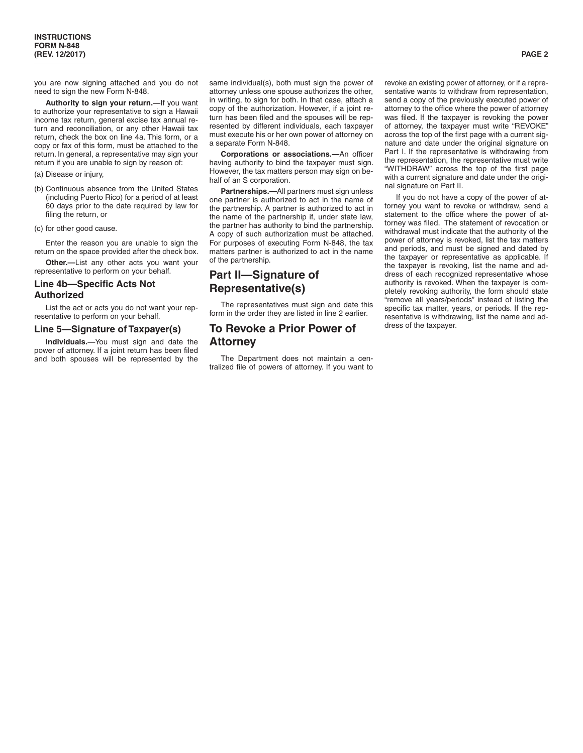you are now signing attached and you do not need to sign the new Form N-848.

**Authority to sign your return.—**If you want to authorize your representative to sign a Hawaii income tax return, general excise tax annual return and reconciliation, or any other Hawaii tax return, check the box on line 4a. This form, or a copy or fax of this form, must be attached to the return. In general, a representative may sign your return if you are unable to sign by reason of:

(a) Disease or injury,

(b) Continuous absence from the United States (including Puerto Rico) for a period of at least 60 days prior to the date required by law for filing the return, or

(c) for other good cause.

Enter the reason you are unable to sign the return on the space provided after the check box.

**Other.—**List any other acts you want your representative to perform on your behalf.

### Line 4b—Specific Acts Not Authorized

List the act or acts you do not want your representative to perform on your behalf.

### Line 5—Signature of Taxpayer(s)

**Individuals.—**You must sign and date the power of attorney. If a joint return has been filed and both spouses will be represented by the same individual(s), both must sign the power of attorney unless one spouse authorizes the other, in writing, to sign for both. In that case, attach a copy of the authorization. However, if a joint return has been filed and the spouses will be represented by different individuals, each taxpayer must execute his or her own power of attorney on a separate Form N-848.

**Corporations or associations.—**An officer having authority to bind the taxpayer must sign. However, the tax matters person may sign on behalf of an S corporation.

**Partnerships.—**All partners must sign unless one partner is authorized to act in the name of the partnership. A partner is authorized to act in the name of the partnership if, under state law, the partner has authority to bind the partnership. A copy of such authorization must be attached. For purposes of executing Form N-848, the tax matters partner is authorized to act in the name of the partnership.

## Part II—Signature of Representative(s)

The representatives must sign and date this form in the order they are listed in line 2 earlier.

## To Revoke a Prior Power of Attorney

The Department does not maintain a centralized file of powers of attorney. If you want to revoke an existing power of attorney, or if a representative wants to withdraw from representation, send a copy of the previously executed power of attorney to the office where the power of attorney was filed. If the taxpayer is revoking the power of attorney, the taxpayer must write "REVOKE" across the top of the first page with a current signature and date under the original signature on Part I. If the representative is withdrawing from the representation, the representative must write "WITHDRAW" across the top of the first page with a current signature and date under the original signature on Part II.

If you do not have a copy of the power of attorney you want to revoke or withdraw, send a statement to the office where the power of attorney was filed. The statement of revocation or withdrawal must indicate that the authority of the power of attorney is revoked, list the tax matters and periods, and must be signed and dated by the taxpayer or representative as applicable. If the taxpayer is revoking, list the name and address of each recognized representative whose authority is revoked. When the taxpayer is completely revoking authority, the form should state "remove all years/periods" instead of listing the specific tax matter, years, or periods. If the representative is withdrawing, list the name and address of the taxpayer.